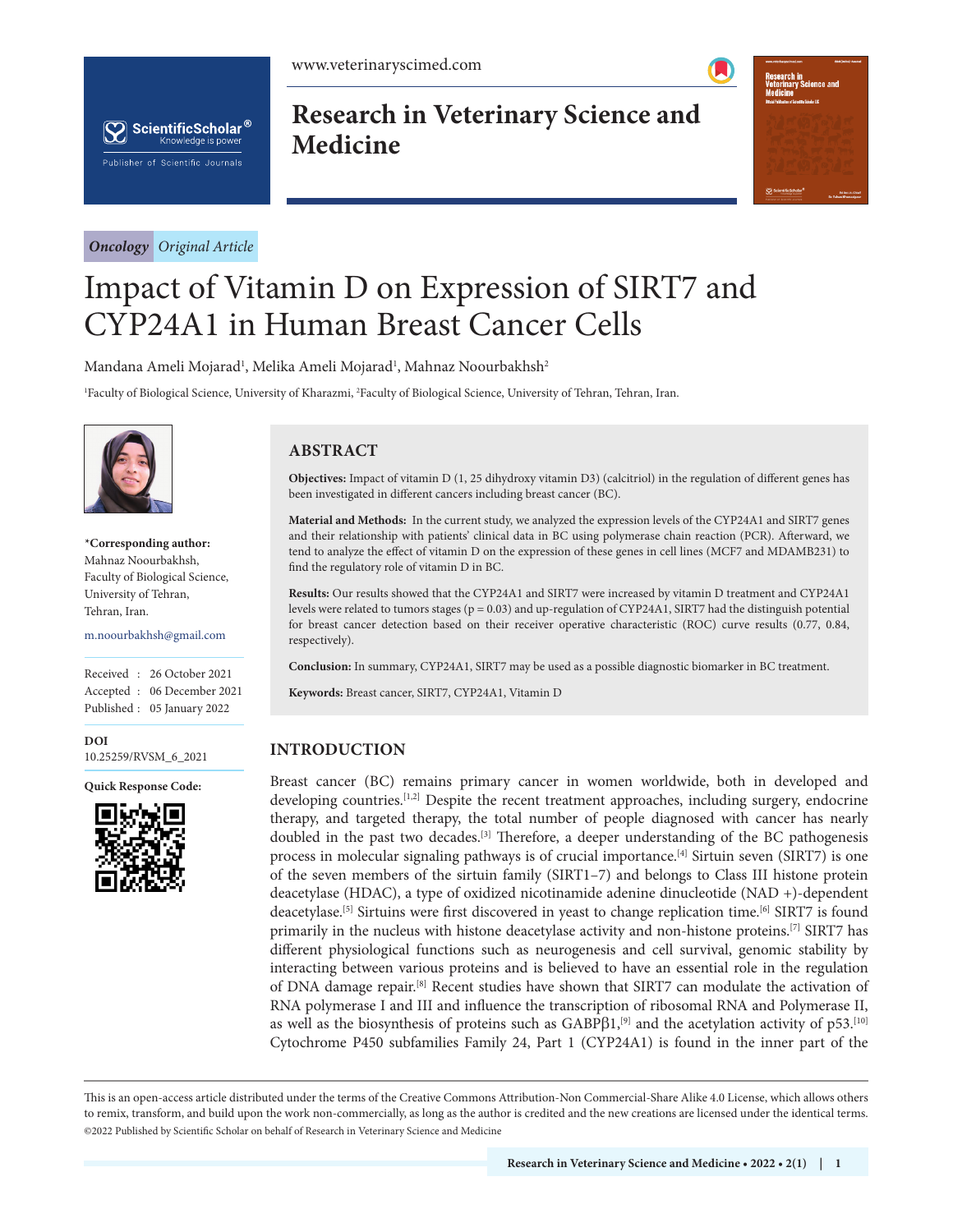*Oncology* *Original Article*

# Impact of Vitamin D on Expression of SIRT7 and CYP24A1 in Human Breast Cancer Cells

Mandana Ameli Mojarad[1], Melika Ameli Mojarad[1], Mahnaz Noourbakhsh[2]

[1]Faculty of Biological Science, University of Kharazmi, [2]Faculty of Biological Science, University of Tehran, Tehran, Iran.

**\*Corresponding author:**
Mahnaz Noourbakhsh,
Faculty of Biological Science,
University of Tehran,
Tehran, Iran.

m.noourbakhsh@gmail.com

Received : 26 October 2021
Accepted : 06 December 2021
Published : 05 January 2022

**DOI**
10.25259/RVSM_6_2021

**Quick Response Code:**

## ABSTRACT

**Objectives:** Impact of vitamin D (1, 25 dihydroxy vitamin D3) (calcitriol) in the regulation of different genes has been investigated in different cancers including breast cancer (BC).

**Material and Methods:** In the current study, we analyzed the expression levels of the CYP24A1 and SIRT7 genes and their relationship with patients' clinical data in BC using polymerase chain reaction (PCR). Afterward, we tend to analyze the effect of vitamin D on the expression of these genes in cell lines (MCF7 and MDAMB231) to find the regulatory role of vitamin D in BC.

**Results:** Our results showed that the CYP24A1 and SIRT7 were increased by vitamin D treatment and CYP24A1 levels were related to tumors stages ($p = 0.03$) and up-regulation of CYP24A1, SIRT7 had the distinguish potential for breast cancer detection based on their receiver operative characteristic (ROC) curve results (0.77, 0.84, respectively).

**Conclusion:** In summary, CYP24A1, SIRT7 may be used as a possible diagnostic biomarker in BC treatment.

**Keywords:** Breast cancer, SIRT7, CYP24A1, Vitamin D

## INTRODUCTION

Breast cancer (BC) remains primary cancer in women worldwide, both in developed and developing countries.[1,2] Despite the recent treatment approaches, including surgery, endocrine therapy, and targeted therapy, the total number of people diagnosed with cancer has nearly doubled in the past two decades.[3] Therefore, a deeper understanding of the BC pathogenesis process in molecular signaling pathways is of crucial importance.[4] Sirtuin seven (SIRT7) is one of the seven members of the sirtuin family (SIRT1–7) and belongs to Class III histone protein deacetylase (HDAC), a type of oxidized nicotinamide adenine dinucleotide (NAD +)-dependent deacetylase.[5] Sirtuins were first discovered in yeast to change replication time.[6] SIRT7 is found primarily in the nucleus with histone deacetylase activity and non-histone proteins.[7] SIRT7 has different physiological functions such as neurogenesis and cell survival, genomic stability by interacting between various proteins and is believed to have an essential role in the regulation of DNA damage repair.[8] Recent studies have shown that SIRT7 can modulate the activation of RNA polymerase I and III and influence the transcription of ribosomal RNA and Polymerase II, as well as the biosynthesis of proteins such as GABPβ1,[9] and the acetylation activity of p53.[10] Cytochrome P450 subfamilies Family 24, Part 1 (CYP24A1) is found in the inner part of the

This is an open-access article distributed under the terms of the Creative Commons Attribution-Non Commercial-Share Alike 4.0 License, which allows others to remix, transform, and build upon the work non-commercially, as long as the author is credited and the new creations are licensed under the identical terms.
©2022 Published by Scientific Scholar on behalf of Research in Veterinary Science and Medicine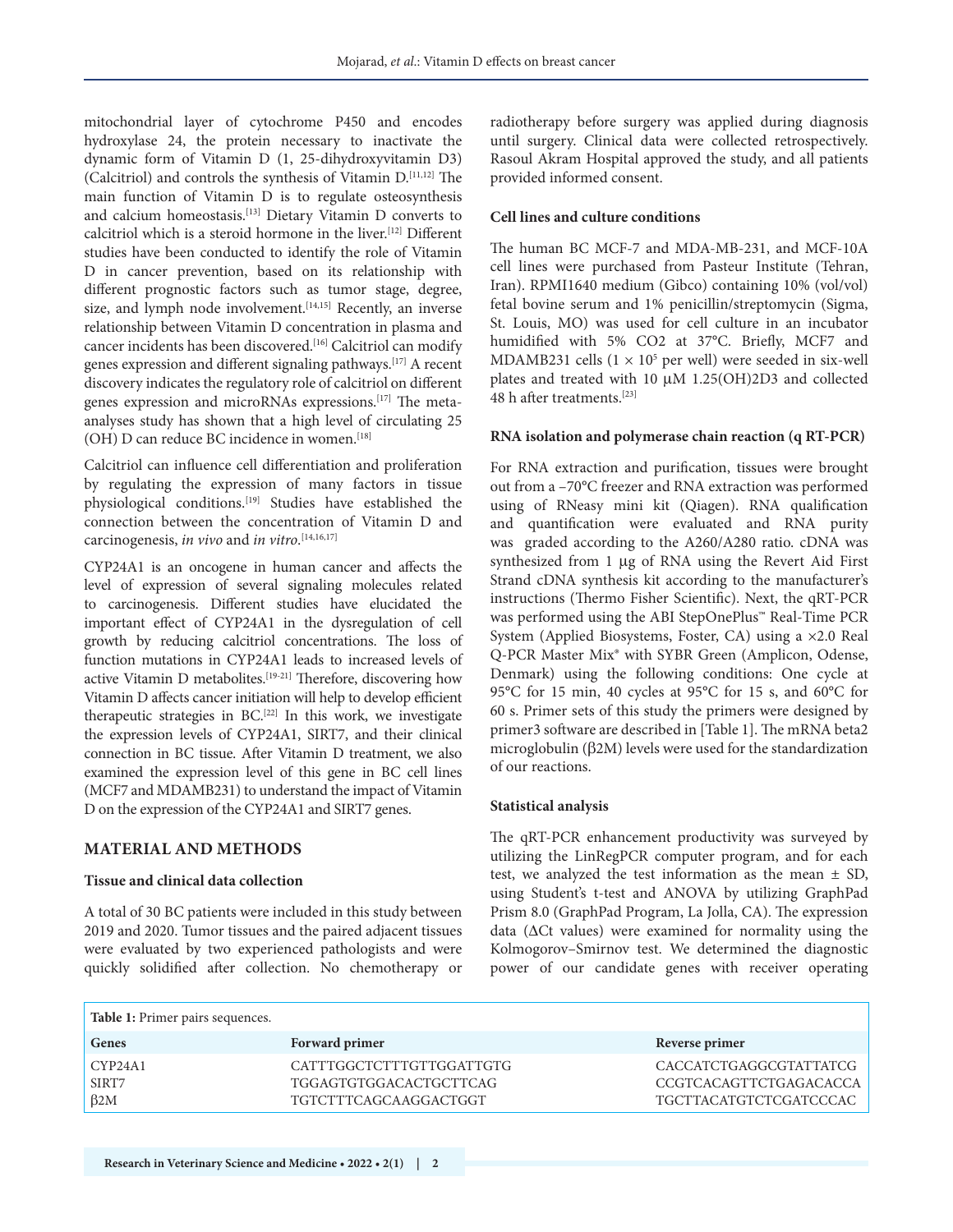mitochondrial layer of cytochrome P450 and encodes hydroxylase 24, the protein necessary to inactivate the dynamic form of Vitamin D (1, 25-dihydroxyvitamin D3) (Calcitriol) and controls the synthesis of Vitamin D.[11,12] The main function of Vitamin D is to regulate osteosynthesis and calcium homeostasis.[13] Dietary Vitamin D converts to calcitriol which is a steroid hormone in the liver.[12] Different studies have been conducted to identify the role of Vitamin D in cancer prevention, based on its relationship with different prognostic factors such as tumor stage, degree, size, and lymph node involvement.[14,15] Recently, an inverse relationship between Vitamin D concentration in plasma and cancer incidents has been discovered.[16] Calcitriol can modify genes expression and different signaling pathways.[17] A recent discovery indicates the regulatory role of calcitriol on different genes expression and microRNAs expressions.[17] The meta-analyses study has shown that a high level of circulating 25 (OH) D can reduce BC incidence in women.[18]

Calcitriol can influence cell differentiation and proliferation by regulating the expression of many factors in tissue physiological conditions.[19] Studies have established the connection between the concentration of Vitamin D and carcinogenesis, *in vivo* and *in vitro*.[14,16,17]

CYP24A1 is an oncogene in human cancer and affects the level of expression of several signaling molecules related to carcinogenesis. Different studies have elucidated the important effect of CYP24A1 in the dysregulation of cell growth by reducing calcitriol concentrations. The loss of function mutations in CYP24A1 leads to increased levels of active Vitamin D metabolites.[19-21] Therefore, discovering how Vitamin D affects cancer initiation will help to develop efficient therapeutic strategies in BC.[22] In this work, we investigate the expression levels of CYP24A1, SIRT7, and their clinical connection in BC tissue. After Vitamin D treatment, we also examined the expression level of this gene in BC cell lines (MCF7 and MDAMB231) to understand the impact of Vitamin D on the expression of the CYP24A1 and SIRT7 genes.

## MATERIAL AND METHODS

### Tissue and clinical data collection

A total of 30 BC patients were included in this study between 2019 and 2020. Tumor tissues and the paired adjacent tissues were evaluated by two experienced pathologists and were quickly solidified after collection. No chemotherapy or radiotherapy before surgery was applied during diagnosis until surgery. Clinical data were collected retrospectively. Rasoul Akram Hospital approved the study, and all patients provided informed consent.

### Cell lines and culture conditions

The human BC MCF-7 and MDA-MB-231, and MCF-10A cell lines were purchased from Pasteur Institute (Tehran, Iran). RPMI1640 medium (Gibco) containing 10% (vol/vol) fetal bovine serum and 1% penicillin/streptomycin (Sigma, St. Louis, MO) was used for cell culture in an incubator humidified with 5% $CO_2$ at 37°C. Briefly, MCF7 and MDAMB231 cells ($1 \times 10^5$ per well) were seeded in six-well plates and treated with 10 µM 1.25(OH)2D3 and collected 48 h after treatments.[23]

### RNA isolation and polymerase chain reaction (q RT-PCR)

For RNA extraction and purification, tissues were brought out from a –70°C freezer and RNA extraction was performed using of RNeasy mini kit (Qiagen). RNA qualification and quantification were evaluated and RNA purity was graded according to the A260/A280 ratio. cDNA was synthesized from 1 µg of RNA using the Revert Aid First Strand cDNA synthesis kit according to the manufacturer's instructions (Thermo Fisher Scientific). Next, the qRT-PCR was performed using the ABI StepOnePlus™ Real-Time PCR System (Applied Biosystems, Foster, CA) using a ×2.0 Real Q-PCR Master Mix® with SYBR Green (Amplicon, Odense, Denmark) using the following conditions: One cycle at 95°C for 15 min, 40 cycles at 95°C for 15 s, and 60°C for 60 s. Primer sets of this study the primers were designed by primer3 software are described in [Table 1]. The mRNA beta2 microglobulin (β2M) levels were used for the standardization of our reactions.

### Statistical analysis

The qRT-PCR enhancement productivity was surveyed by utilizing the LinRegPCR computer program, and for each test, we analyzed the test information as the mean ± SD, using Student's t-test and ANOVA by utilizing GraphPad Prism 8.0 (GraphPad Program, La Jolla, CA). The expression data (ΔCt values) were examined for normality using the Kolmogorov–Smirnov test. We determined the diagnostic power of our candidate genes with receiver operating

**Table 1:** Primer pairs sequences.

| Genes | Forward primer | Reverse primer |
|---|---|---|
| CYP24A1 | CATTTGGCTCTTTGTTGGATTGTG | CACCATCTGAGGCGTATTATCG |
| SIRT7 | TGGAGTGTGGACACTGCTTCAG | CCGTCACAGTTCTGAGACACCA |
| β2M | TGTCTTTCAGCAAGGACTGGT | TGCTTACATGTCTCGATCCCAC |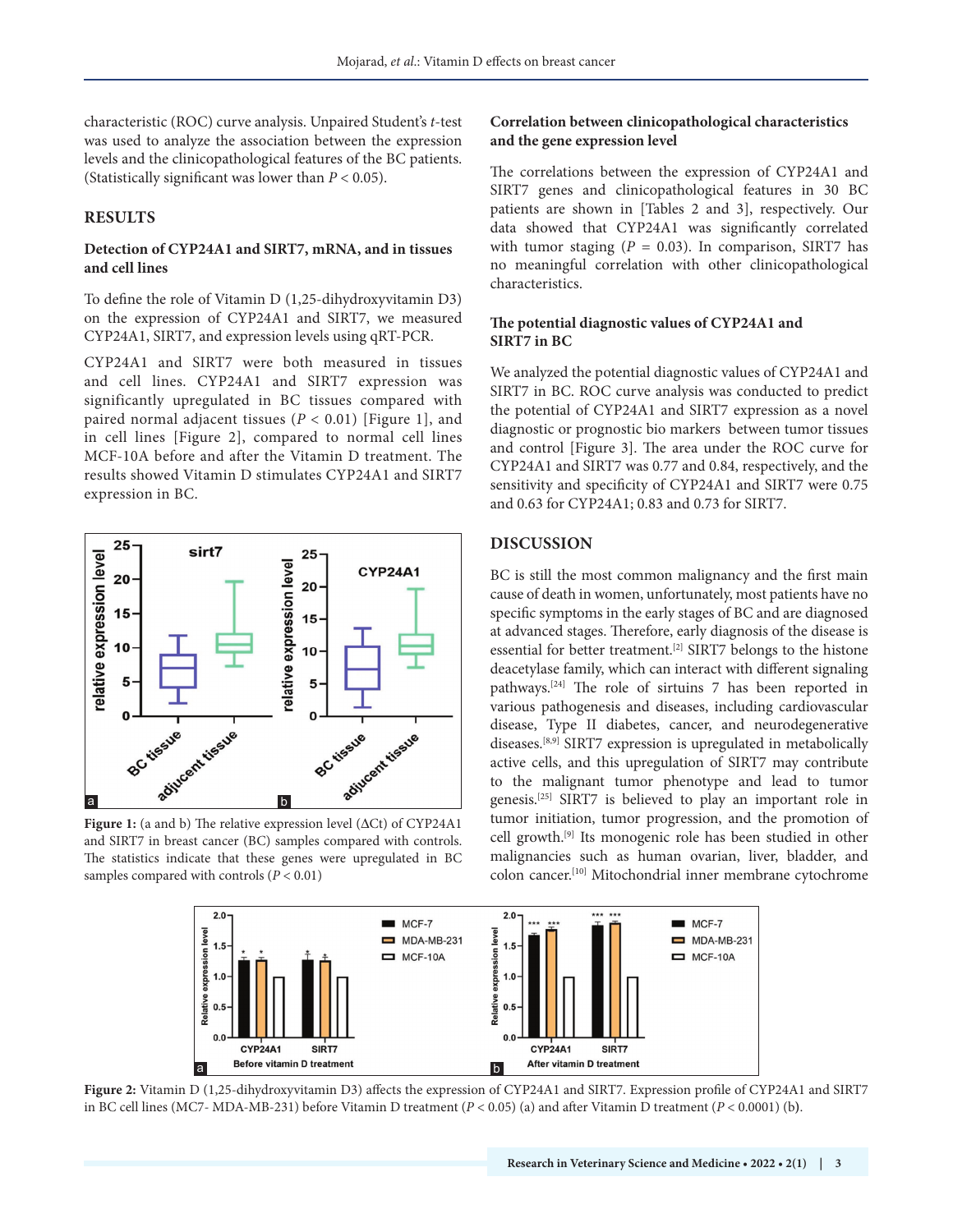characteristic (ROC) curve analysis. Unpaired Student's *t*-test was used to analyze the association between the expression levels and the clinicopathological features of the BC patients. (Statistically significant was lower than $P < 0.05$).

## RESULTS

### Detection of CYP24A1 and SIRT7, mRNA, and in tissues and cell lines

To define the role of Vitamin D (1,25-dihydroxyvitamin D3) on the expression of CYP24A1 and SIRT7, we measured CYP24A1, SIRT7, and expression levels using qRT-PCR.

CYP24A1 and SIRT7 were both measured in tissues and cell lines. CYP24A1 and SIRT7 expression was significantly upregulated in BC tissues compared with paired normal adjacent tissues ($P < 0.01$) [Figure 1], and in cell lines [Figure 2], compared to normal cell lines MCF-10A before and after the Vitamin D treatment. The results showed Vitamin D stimulates CYP24A1 and SIRT7 expression in BC.

**Figure 1:** (a and b) The relative expression level (ΔCt) of CYP24A1 and SIRT7 in breast cancer (BC) samples compared with controls. The statistics indicate that these genes were upregulated in BC samples compared with controls ($P < 0.01$)

### Correlation between clinicopathological characteristics and the gene expression level

The correlations between the expression of CYP24A1 and SIRT7 genes and clinicopathological features in 30 BC patients are shown in [Tables 2 and 3], respectively. Our data showed that CYP24A1 was significantly correlated with tumor staging ($P = 0.03$). In comparison, SIRT7 has no meaningful correlation with other clinicopathological characteristics.

### The potential diagnostic values of CYP24A1 and SIRT7 in BC

We analyzed the potential diagnostic values of CYP24A1 and SIRT7 in BC. ROC curve analysis was conducted to predict the potential of CYP24A1 and SIRT7 expression as a novel diagnostic or prognostic bio markers between tumor tissues and control [Figure 3]. The area under the ROC curve for CYP24A1 and SIRT7 was 0.77 and 0.84, respectively, and the sensitivity and specificity of CYP24A1 and SIRT7 were 0.75 and 0.63 for CYP24A1; 0.83 and 0.73 for SIRT7.

## DISCUSSION

BC is still the most common malignancy and the first main cause of death in women, unfortunately, most patients have no specific symptoms in the early stages of BC and are diagnosed at advanced stages. Therefore, early diagnosis of the disease is essential for better treatment.[2] SIRT7 belongs to the histone deacetylase family, which can interact with different signaling pathways.[24] The role of sirtuins 7 has been reported in various pathogenesis and diseases, including cardiovascular disease, Type II diabetes, cancer, and neurodegenerative diseases.[8,9] SIRT7 expression is upregulated in metabolically active cells, and this upregulation of SIRT7 may contribute to the malignant tumor phenotype and lead to tumor genesis.[25] SIRT7 is believed to play an important role in tumor initiation, tumor progression, and the promotion of cell growth.[9] Its monogenic role has been studied in other malignancies such as human ovarian, liver, bladder, and colon cancer.[10] Mitochondrial inner membrane cytochrome

**Figure 2:** Vitamin D (1,25-dihydroxyvitamin D3) affects the expression of CYP24A1 and SIRT7. Expression profile of CYP24A1 and SIRT7 in BC cell lines (MC7- MDA-MB-231) before Vitamin D treatment ($P < 0.05$) (a) and after Vitamin D treatment ($P < 0.0001$) (b).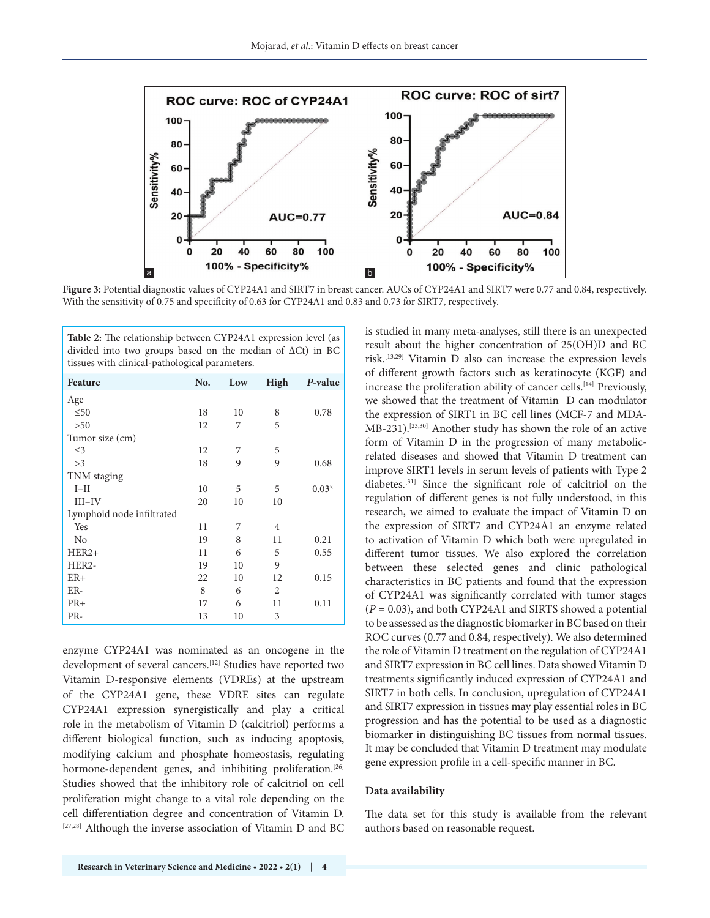Figure 3: Potential diagnostic values of CYP24A1 and SIRT7 in breast cancer. AUCs of CYP24A1 and SIRT7 were 0.77 and 0.84, respectively. With the sensitivity of 0.75 and specificity of 0.63 for CYP24A1 and 0.83 and 0.73 for SIRT7, respectively.

**Table 2:** The relationship between CYP24A1 expression level (as divided into two groups based on the median of ΔCt) in BC tissues with clinical‑pathological parameters.

| Feature | No. | Low | High | *P*‑value |
|---|---|---|---|---|
| Age | | | | |
| ≤50 | 18 | 10 | 8 | 0.78 |
| >50 | 12 | 7 | 5 | |
| Tumor size (cm) | | | | |
| ≤3 | 12 | 7 | 5 | |
| >3 | 18 | 9 | 9 | 0.68 |
| TNM staging | | | | |
| I–II | 10 | 5 | 5 | 0.03* |
| III–IV | 20 | 10 | 10 | |
| Lymphoid node infiltrated | | | | |
| Yes | 11 | 7 | 4 | |
| No | 19 | 8 | 11 | 0.21 |
| HER2+ | 11 | 6 | 5 | 0.55 |
| HER2- | 19 | 10 | 9 | |
| ER+ | 22 | 10 | 12 | 0.15 |
| ER- | 8 | 6 | 2 | |
| PR+ | 17 | 6 | 11 | 0.11 |
| PR- | 13 | 10 | 3 | |

enzyme CYP24A1 was nominated as an oncogene in the development of several cancers.[12] Studies have reported two Vitamin D‑responsive elements (VDREs) at the upstream of the CYP24A1 gene, these VDRE sites can regulate CYP24A1 expression synergistically and play a critical role in the metabolism of Vitamin D (calcitriol) performs a different biological function, such as inducing apoptosis, modifying calcium and phosphate homeostasis, regulating hormone‑dependent genes, and inhibiting proliferation.[26] Studies showed that the inhibitory role of calcitriol on cell proliferation might change to a vital role depending on the cell differentiation degree and concentration of Vitamin D.[27,28] Although the inverse association of Vitamin D and BC is studied in many meta‑analyses, still there is an unexpected result about the higher concentration of 25(OH)D and BC risk.[13,29] Vitamin D also can increase the expression levels of different growth factors such as keratinocyte (KGF) and increase the proliferation ability of cancer cells.[14] Previously, we showed that the treatment of Vitamin D can modulator the expression of SIRT1 in BC cell lines (MCF‑7 and MDA‑MB‑231).[23,30] Another study has shown the role of an active form of Vitamin D in the progression of many metabolic‑related diseases and showed that Vitamin D treatment can improve SIRT1 levels in serum levels of patients with Type 2 diabetes.[31] Since the significant role of calcitriol on the regulation of different genes is not fully understood, in this research, we aimed to evaluate the impact of Vitamin D on the expression of SIRT7 and CYP24A1 an enzyme related to activation of Vitamin D which both were upregulated in different tumor tissues. We also explored the correlation between these selected genes and clinic pathological characteristics in BC patients and found that the expression of CYP24A1 was significantly correlated with tumor stages ($P = 0.03$), and both CYP24A1 and SIRTS showed a potential to be assessed as the diagnostic biomarker in BC based on their ROC curves (0.77 and 0.84, respectively). We also determined the role of Vitamin D treatment on the regulation of CYP24A1 and SIRT7 expression in BC cell lines. Data showed Vitamin D treatments significantly induced expression of CYP24A1 and SIRT7 in both cells. In conclusion, upregulation of CYP24A1 and SIRT7 expression in tissues may play essential roles in BC progression and has the potential to be used as a diagnostic biomarker in distinguishing BC tissues from normal tissues. It may be concluded that Vitamin D treatment may modulate gene expression profile in a cell‑specific manner in BC.

### Data availability

The data set for this study is available from the relevant authors based on reasonable request.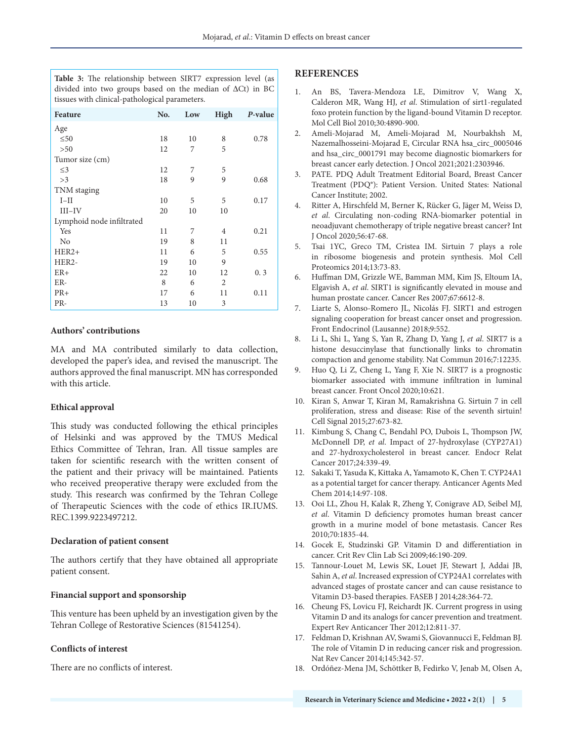**Table 3:** The relationship between SIRT7 expression level (as divided into two groups based on the median of ΔCt) in BC tissues with clinical-pathological parameters.

| Feature | No. | Low | High | *P*-value |
|---|---|---|---|---|
| Age | | | | |
| ≤50 | 18 | 10 | 8 | 0.78 |
| >50 | 12 | 7 | 5 | |
| Tumor size (cm) | | | | |
| ≤3 | 12 | 7 | 5 | |
| >3 | 18 | 9 | 9 | 0.68 |
| TNM staging | | | | |
| I–II | 10 | 5 | 5 | 0.17 |
| III–IV | 20 | 10 | 10 | |
| Lymphoid node infiltrated | | | | |
| Yes | 11 | 7 | 4 | 0.21 |
| No | 19 | 8 | 11 | |
| HER2+ | 11 | 6 | 5 | 0.55 |
| HER2- | 19 | 10 | 9 | |
| ER+ | 22 | 10 | 12 | 0. 3 |
| ER- | 8 | 6 | 2 | |
| PR+ | 17 | 6 | 11 | 0.11 |
| PR- | 13 | 10 | 3 | |

### Authors' contributions

MA and MA contributed similarly to data collection, developed the paper's idea, and revised the manuscript. The authors approved the final manuscript. MN has corresponded with this article.

### Ethical approval

This study was conducted following the ethical principles of Helsinki and was approved by the TMUS Medical Ethics Committee of Tehran, Iran. All tissue samples are taken for scientific research with the written consent of the patient and their privacy will be maintained. Patients who received preoperative therapy were excluded from the study. This research was confirmed by the Tehran College of Therapeutic Sciences with the code of ethics IR.IUMS.REC.1399.9223497212.

### Declaration of patient consent

The authors certify that they have obtained all appropriate patient consent.

### Financial support and sponsorship

This venture has been upheld by an investigation given by the Tehran College of Restorative Sciences (81541254).

### Conflicts of interest

There are no conflicts of interest.

## REFERENCES

1. An BS, Tavera-Mendoza LE, Dimitrov V, Wang X, Calderon MR, Wang HJ, *et al*. Stimulation of sirt1-regulated foxo protein function by the ligand-bound Vitamin D receptor. Mol Cell Biol 2010;30:4890-900.
2. Ameli-Mojarad M, Ameli-Mojarad M, Nourbakhsh M, Nazemalhosseini-Mojarad E, Circular RNA hsa_circ_0005046 and hsa_circ_0001791 may become diagnostic biomarkers for breast cancer early detection. J Oncol 2021;2021:2303946.
3. PATE. PDQ Adult Treatment Editorial Board, Breast Cancer Treatment (PDQ®): Patient Version. United States: National Cancer Institute; 2002.
4. Ritter A, Hirschfeld M, Berner K, Rücker G, Jäger M, Weiss D, *et al*. Circulating non-coding RNA-biomarker potential in neoadjuvant chemotherapy of triple negative breast cancer? Int J Oncol 2020;56:47-68.
5. Tsai 1YC, Greco TM, Cristea IM. Sirtuin 7 plays a role in ribosome biogenesis and protein synthesis. Mol Cell Proteomics 2014;13:73-83.
6. Huffman DM, Grizzle WE, Bamman MM, Kim JS, Eltoum IA, Elgavish A, *et al*. SIRT1 is significantly elevated in mouse and human prostate cancer. Cancer Res 2007;67:6612-8.
7. Liarte S, Alonso-Romero JL, Nicolás FJ. SIRT1 and estrogen signaling cooperation for breast cancer onset and progression. Front Endocrinol (Lausanne) 2018;9:552.
8. Li L, Shi L, Yang S, Yan R, Zhang D, Yang J, *et al*. SIRT7 is a histone desuccinylase that functionally links to chromatin compaction and genome stability. Nat Commun 2016;7:12235.
9. Huo Q, Li Z, Cheng L, Yang F, Xie N. SIRT7 is a prognostic biomarker associated with immune infiltration in luminal breast cancer. Front Oncol 2020;10:621.
10. Kiran S, Anwar T, Kiran M, Ramakrishna G. Sirtuin 7 in cell proliferation, stress and disease: Rise of the seventh sirtuin! Cell Signal 2015;27:673-82.
11. Kimbung S, Chang C, Bendahl PO, Dubois L, Thompson JW, McDonnell DP, *et al*. Impact of 27-hydroxylase (CYP27A1) and 27-hydroxycholesterol in breast cancer. Endocr Relat Cancer 2017;24:339-49.
12. Sakaki T, Yasuda K, Kittaka A, Yamamoto K, Chen T. CYP24A1 as a potential target for cancer therapy. Anticancer Agents Med Chem 2014;14:97-108.
13. Ooi LL, Zhou H, Kalak R, Zheng Y, Conigrave AD, Seibel MJ, *et al*. Vitamin D deficiency promotes human breast cancer growth in a murine model of bone metastasis. Cancer Res 2010;70:1835-44.
14. Gocek E, Studzinski GP. Vitamin D and differentiation in cancer. Crit Rev Clin Lab Sci 2009;46:190-209.
15. Tannour-Louet M, Lewis SK, Louet JF, Stewart J, Addai JB, Sahin A, *et al*. Increased expression of CYP24A1 correlates with advanced stages of prostate cancer and can cause resistance to Vitamin D3-based therapies. FASEB J 2014;28:364-72.
16. Cheung FS, Lovicu FJ, Reichardt JK. Current progress in using Vitamin D and its analogs for cancer prevention and treatment. Expert Rev Anticancer Ther 2012;12:811-37.
17. Feldman D, Krishnan AV, Swami S, Giovannucci E, Feldman BJ. The role of Vitamin D in reducing cancer risk and progression. Nat Rev Cancer 2014;145:342-57.
18. Ordóñez-Mena JM, Schöttker B, Fedirko V, Jenab M, Olsen A,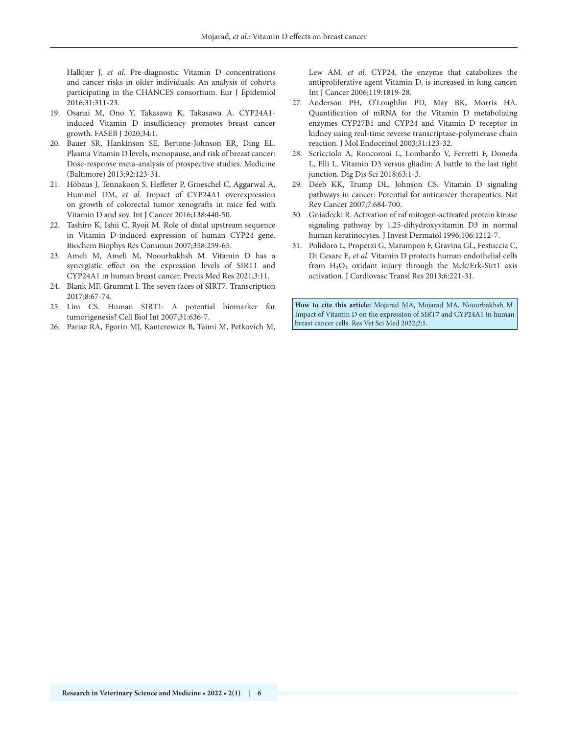Halkjær J, *et al*. Pre-diagnostic Vitamin D concentrations and cancer risks in older individuals: An analysis of cohorts participating in the CHANCES consortium. Eur J Epidemiol 2016;31:311-23.

19. Osanai M, Ono Y, Takasawa K, Takasawa A. CYP24A1-induced Vitamin D insufficiency promotes breast cancer growth. FASEB J 2020;34:1.
20. Bauer SR, Hankinson SE, Bertone-Johnson ER, Ding EL. Plasma Vitamin D levels, menopause, and risk of breast cancer: Dose-response meta-analysis of prospective studies. Medicine (Baltimore) 2013;92:123-31.
21. Höbaus J, Tennakoon S, Heffeter P, Groeschel C, Aggarwal A, Hummel DM, *et al*. Impact of CYP24A1 overexpression on growth of colorectal tumor xenografts in mice fed with Vitamin D and soy. Int J Cancer 2016;138:440-50.
22. Tashiro K, Ishii C, Ryoji M. Role of distal upstream sequence in Vitamin D-induced expression of human CYP24 gene. Biochem Biophys Res Commun 2007;358:259-65.
23. Ameli M, Ameli M, Noourbakhsh M. Vitamin D has a synergistic effect on the expression levels of SIRT1 and CYP24A1 in human breast cancer. Precis Med Res 2021;3:11.
24. Blank MF, Grummt I. The seven faces of SIRT7. Transcription 2017;8:67-74.
25. Lim CS. Human SIRT1: A potential biomarker for tumorigenesis? Cell Biol Int 2007;31:636-7.
26. Parise RA, Egorin MJ, Kanterewicz B, Taimi M, Petkovich M, Lew AM, *et al*. CYP24, the enzyme that catabolizes the antiproliferative agent Vitamin D, is increased in lung cancer. Int J Cancer 2006;119:1819-28.
27. Anderson PH, O'Loughlin PD, May BK, Morris HA. Quantification of mRNA for the Vitamin D metabolizing enzymes CYP27B1 and CYP24 and Vitamin D receptor in kidney using real-time reverse transcriptase-polymerase chain reaction. J Mol Endocrinol 2003;31:123-32.
28. Scricciolo A, Roncoroni L, Lombardo V, Ferretti F, Doneda L, Elli L. Vitamin D3 versus gliadin: A battle to the last tight junction. Dig Dis Sci 2018;63:1-3.
29. Deeb KK, Trump DL, Johnson CS. Vitamin D signaling pathways in cancer: Potential for anticancer therapeutics. Nat Rev Cancer 2007;7:684-700.
30. Gniadecki R. Activation of raf mitogen-activated protein kinase signaling pathway by 1,25-dihydroxyvitamin D3 in normal human keratinocytes. J Invest Dermatol 1996;106:1212-7.
31. Polidoro L, Properzi G, Marampon F, Gravina GL, Festuccia C, Di Cesare E, *et al*. Vitamin D protects human endothelial cells from $H_2O_2$ oxidant injury through the Mek/Erk-Sirt1 axis activation. J Cardiovasc Transl Res 2013;6:221-31.

**How to cite this article:** Mojarad MA, Mojarad MA, Noourbakhsh M. Impact of Vitamin D on the expression of SIRT7 and CYP24A1 in human breast cancer cells. Res Vet Sci Med 2022;2:1.